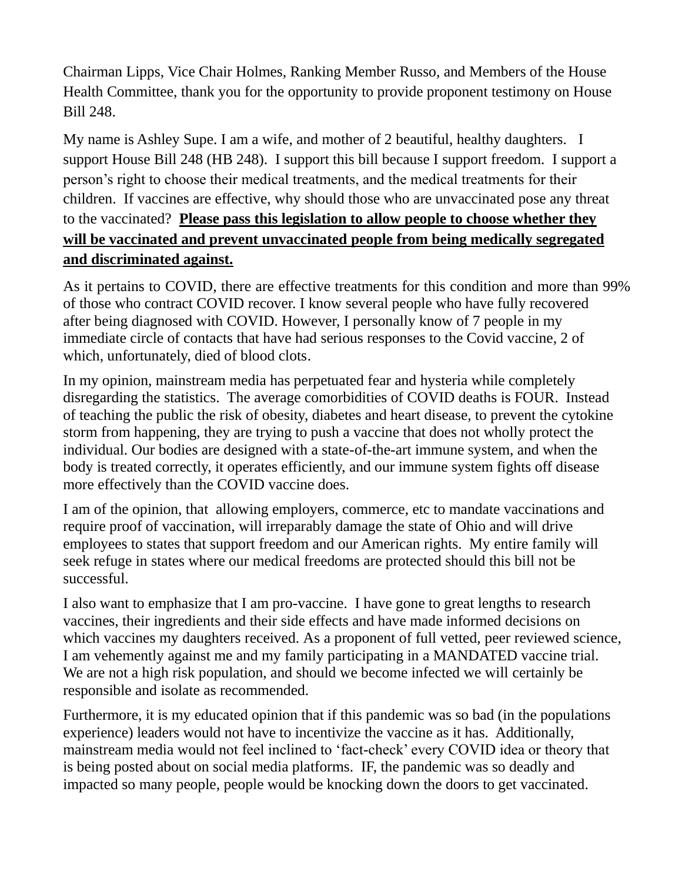Chairman Lipps, Vice Chair Holmes, Ranking Member Russo, and Members of the House Health Committee, thank you for the opportunity to provide proponent testimony on House Bill 248.

My name is Ashley Supe. I am a wife, and mother of 2 beautiful, healthy daughters. I support House Bill 248 (HB 248). I support this bill because I support freedom. I support a person's right to choose their medical treatments, and the medical treatments for their children. If vaccines are effective, why should those who are unvaccinated pose any threat to the vaccinated? **Please pass this legislation to allow people to choose whether they will be vaccinated and prevent unvaccinated people from being medically segregated and discriminated against.**

As it pertains to COVID, there are effective treatments for this condition and more than 99% of those who contract COVID recover. I know several people who have fully recovered after being diagnosed with COVID. However, I personally know of 7 people in my immediate circle of contacts that have had serious responses to the Covid vaccine, 2 of which, unfortunately, died of blood clots.

In my opinion, mainstream media has perpetuated fear and hysteria while completely disregarding the statistics. The average comorbidities of COVID deaths is FOUR. Instead of teaching the public the risk of obesity, diabetes and heart disease, to prevent the cytokine storm from happening, they are trying to push a vaccine that does not wholly protect the individual. Our bodies are designed with a state-of-the-art immune system, and when the body is treated correctly, it operates efficiently, and our immune system fights off disease more effectively than the COVID vaccine does.

I am of the opinion, that allowing employers, commerce, etc to mandate vaccinations and require proof of vaccination, will irreparably damage the state of Ohio and will drive employees to states that support freedom and our American rights. My entire family will seek refuge in states where our medical freedoms are protected should this bill not be successful.

I also want to emphasize that I am pro-vaccine. I have gone to great lengths to research vaccines, their ingredients and their side effects and have made informed decisions on which vaccines my daughters received. As a proponent of full vetted, peer reviewed science, I am vehemently against me and my family participating in a MANDATED vaccine trial. We are not a high risk population, and should we become infected we will certainly be responsible and isolate as recommended.

Furthermore, it is my educated opinion that if this pandemic was so bad (in the populations experience) leaders would not have to incentivize the vaccine as it has. Additionally, mainstream media would not feel inclined to 'fact-check' every COVID idea or theory that is being posted about on social media platforms. IF, the pandemic was so deadly and impacted so many people, people would be knocking down the doors to get vaccinated.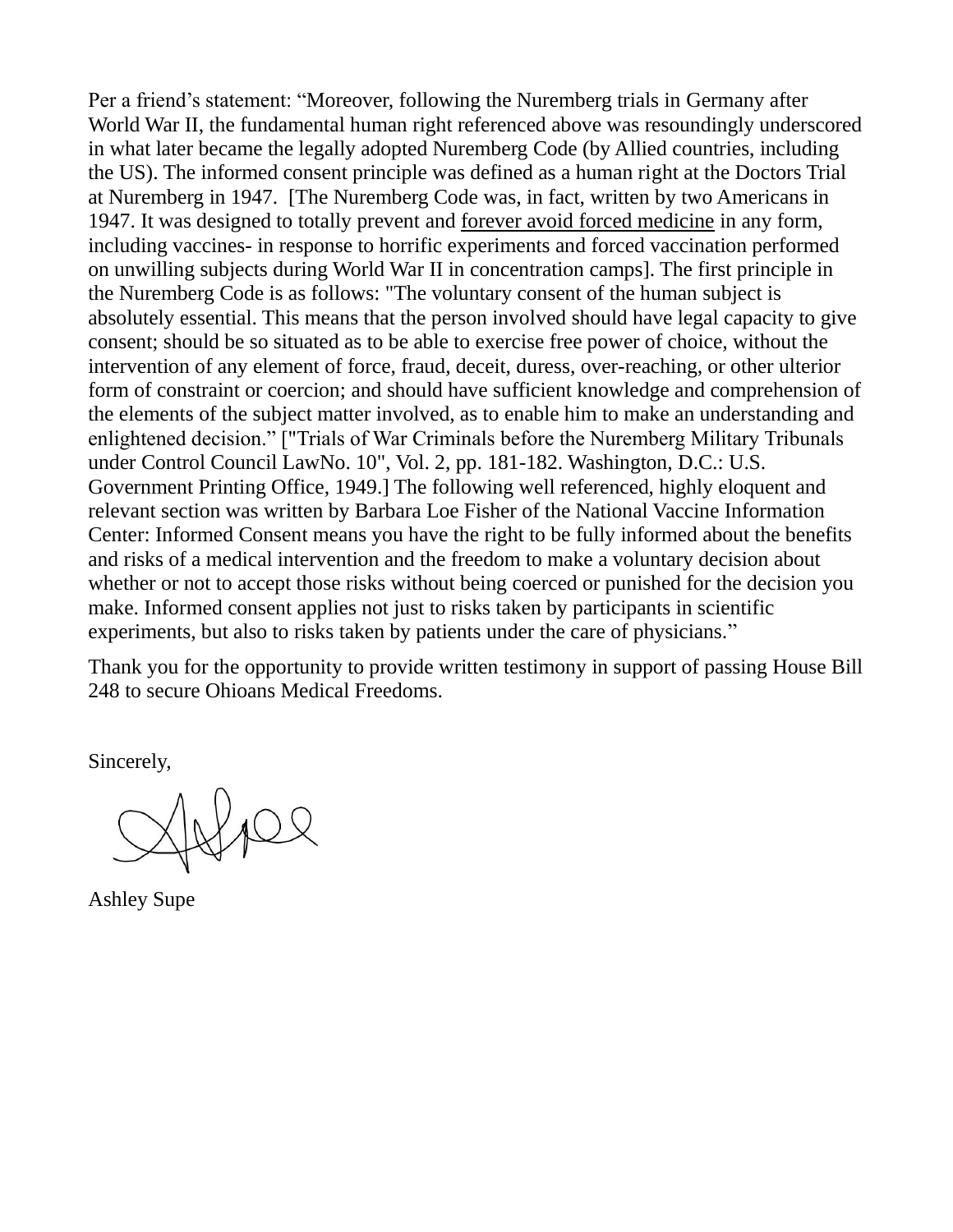Per a friend's statement: "Moreover, following the Nuremberg trials in Germany after World War II, the fundamental human right referenced above was resoundingly underscored in what later became the legally adopted Nuremberg Code (by Allied countries, including the US). The informed consent principle was defined as a human right at the Doctors Trial at Nuremberg in 1947. [The Nuremberg Code was, in fact, written by two Americans in 1947. It was designed to totally prevent and forever avoid forced medicine in any form, including vaccines- in response to horrific experiments and forced vaccination performed on unwilling subjects during World War II in concentration camps]. The first principle in the Nuremberg Code is as follows: "The voluntary consent of the human subject is absolutely essential. This means that the person involved should have legal capacity to give consent; should be so situated as to be able to exercise free power of choice, without the intervention of any element of force, fraud, deceit, duress, over-reaching, or other ulterior form of constraint or coercion; and should have sufficient knowledge and comprehension of the elements of the subject matter involved, as to enable him to make an understanding and enlightened decision." ["Trials of War Criminals before the Nuremberg Military Tribunals under Control Council LawNo. 10", Vol. 2, pp. 181-182. Washington, D.C.: U.S. Government Printing Office, 1949.] The following well referenced, highly eloquent and relevant section was written by Barbara Loe Fisher of the National Vaccine Information Center: Informed Consent means you have the right to be fully informed about the benefits and risks of a medical intervention and the freedom to make a voluntary decision about whether or not to accept those risks without being coerced or punished for the decision you make. Informed consent applies not just to risks taken by participants in scientific experiments, but also to risks taken by patients under the care of physicians."

Thank you for the opportunity to provide written testimony in support of passing House Bill 248 to secure Ohioans Medical Freedoms.

Sincerely,

Ashley Supe